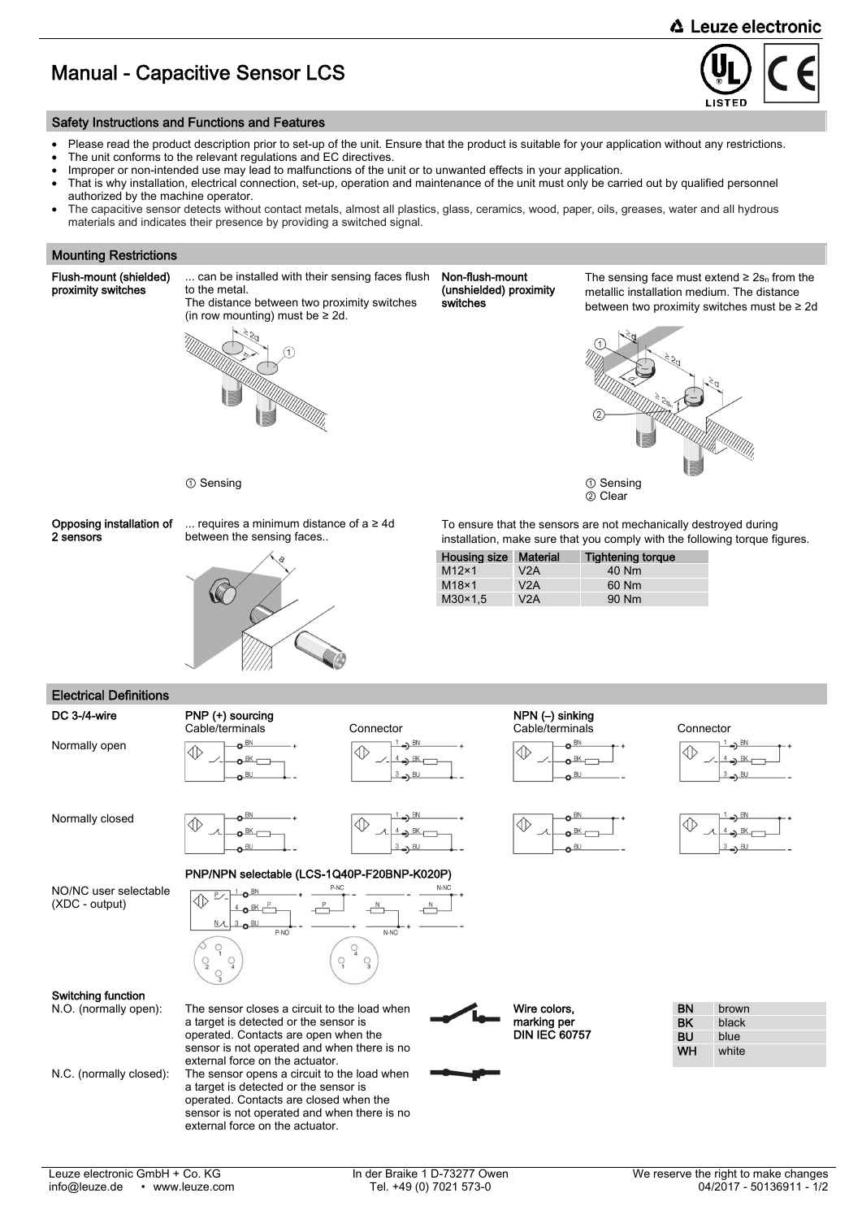# Manual - Capacitive Sensor LCS

## Safety Instructions and Functions and Features

- Please read the product description prior to set-up of the unit. Ensure that the product is suitable for your application without any restrictions.
- The unit conforms to the relevant regulations and EC directives.
- Improper or non-intended use may lead to malfunctions of the unit or to unwanted effects in your application.
- That is why installation, electrical connection, set-up, operation and maintenance of the unit must only be carried out by qualified personnel authorized by the machine operator.
- The capacitive sensor detects without contact metals, almost all plastics, glass, ceramics, wood, paper, oils, greases, water and all hydrous materials and indicates their presence by providing a switched signal.

## Mounting Restrictions

**Flush-mount (shielded) proximity switches**

... can be installed with their sensing faces flush to the metal.
The distance between two proximity switches (in row mounting) must be ≥ 2d.

① Sensing

**Non-flush-mount (unshielded) proximity switches**

The sensing face must extend ≥ $2s_n$ from the metallic installation medium. The distance between two proximity switches must be ≥ 2d

① Sensing
② Clear

**Opposing installation of 2 sensors**

... requires a minimum distance of a ≥ 4d between the sensing faces..

To ensure that the sensors are not mechanically destroyed during installation, make sure that you comply with the following torque figures.

| Housing size | Material | Tightening torque |
| --- | --- | --- |
| M12×1 | V2A | 40 Nm |
| M18×1 | V2A | 60 Nm |
| M30×1,5 | V2A | 90 Nm |

## Electrical Definitions

**DC 3-/4-wire**

PNP (+) sourcing — Cable/terminals, Connector

NPN (–) sinking — Cable/terminals, Connector

Normally open

Normally closed

PNP/NPN selectable (LCS-1Q40P-F20BNP-K020P)

NO/NC user selectable (XDC - output)

**Switching function**

N.O. (normally open): The sensor closes a circuit to the load when a target is detected or the sensor is operated. Contacts are open when the sensor is not operated and when there is no external force on the actuator.

N.C. (normally closed): The sensor opens a circuit to the load when a target is detected or the sensor is operated. Contacts are closed when the sensor is not operated and when there is no external force on the actuator.

**Wire colors, marking per DIN IEC 60757**

| | |
| --- | --- |
| BN | brown |
| BK | black |
| BU | blue |
| WH | white |

Leuze electronic GmbH + Co. KG
info@leuze.de • www.leuze.com

In der Braike 1 D-73277 Owen
Tel. +49 (0) 7021 573-0

We reserve the right to make changes
04/2017 - 50136911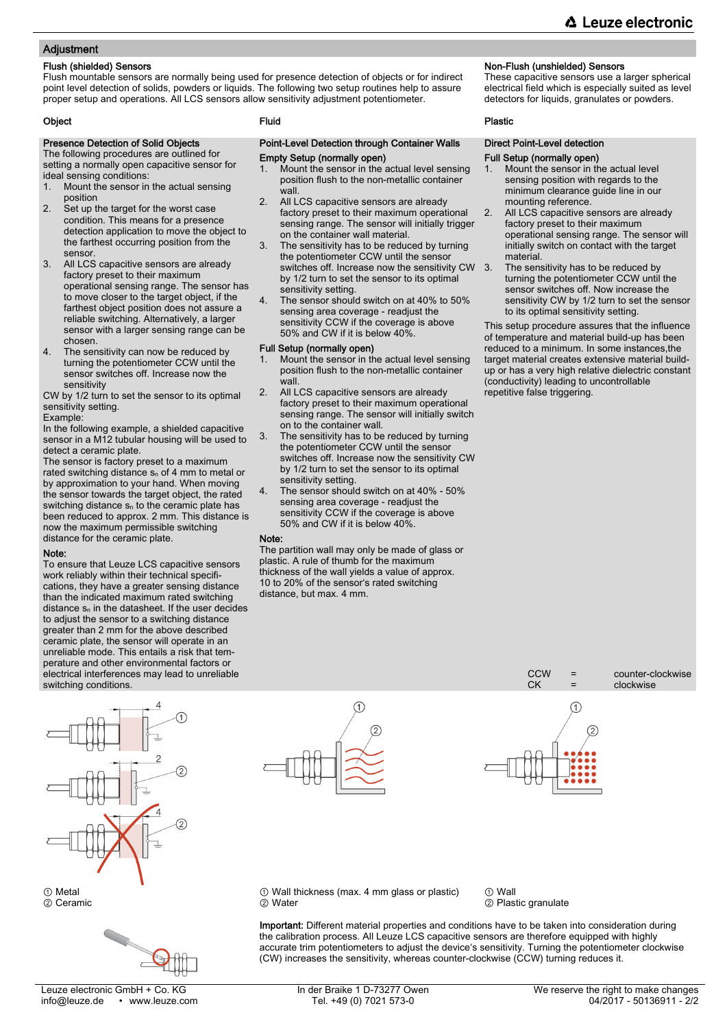## Adjustment

### Flush (shielded) Sensors

Flush mountable sensors are normally being used for presence detection of objects or for indirect point level detection of solids, powders or liquids. The following two setup routines help to assure proper setup and operations. All LCS sensors allow sensitivity adjustment potentiometer.

### Non-Flush (unshielded) Sensors

These capacitive sensors use a larger spherical electrical field which is especially suited as level detectors for liquids, granulates or powders.

### Object

#### Presence Detection of Solid Objects

The following procedures are outlined for setting a normally open capacitive sensor for ideal sensing conditions:

1. Mount the sensor in the actual sensing position
2. Set up the target for the worst case condition. This means for a presence detection application to move the object to the farthest occurring position from the sensor.
3. All LCS capacitive sensors are already factory preset to their maximum operational sensing range. The sensor has to move closer to the target object, if the farthest object position does not assure a reliable switching. Alternatively, a larger sensor with a larger sensing range can be chosen.
4. The sensitivity can now be reduced by turning the potentiometer CCW until the sensor switches off. Increase now the sensitivity

CW by 1/2 turn to set the sensor to its optimal sensitivity setting.

Example:

In the following example, a shielded capacitive sensor in a M12 tubular housing will be used to detect a ceramic plate.

The sensor is factory preset to a maximum rated switching distance $s_n$ of 4 mm to metal or by approximation to your hand. When moving the sensor towards the target object, the rated switching distance $s_n$ to the ceramic plate has been reduced to approx. 2 mm. This distance is now the maximum permissible switching distance for the ceramic plate.

**Note:**

To ensure that Leuze LCS capacitive sensors work reliably within their technical specifications, they have a greater sensing distance than the indicated maximum rated switching distance $s_n$ in the datasheet. If the user decides to adjust the sensor to a switching distance greater than 2 mm for the above described ceramic plate, the sensor will operate in an unreliable mode. This entails a risk that temperature and other environmental factors or electrical interferences may lead to unreliable switching conditions.

### Fluid

#### Point-Level Detection through Container Walls

**Empty Setup (normally open)**

1. Mount the sensor in the actual level sensing position flush to the non-metallic container wall.
2. All LCS capacitive sensors are already factory preset to their maximum operational sensing range. The sensor will initially trigger on the container wall material.
3. The sensitivity has to be reduced by turning the potentiometer CCW until the sensor switches off. Increase now the sensitivity CW by 1/2 turn to set the sensor to its optimal sensitivity setting.
4. The sensor should switch on at 40% to 50% sensing area coverage - readjust the sensitivity CCW if the coverage is above 50% and CW if it is below 40%.

**Full Setup (normally open)**

1. Mount the sensor in the actual level sensing position flush to the non-metallic container wall.
2. All LCS capacitive sensors are already factory preset to their maximum operational sensing range. The sensor will initially switch on to the container wall.
3. The sensitivity has to be reduced by turning the potentiometer CCW until the sensor switches off. Increase now the sensitivity CW by 1/2 turn to set the sensor to its optimal sensitivity setting.
4. The sensor should switch on at 40% - 50% sensing area coverage - readjust the sensitivity CCW if the coverage is above 50% and CW if it is below 40%.

**Note:**

The partition wall may only be made of glass or plastic. A rule of thumb for the maximum thickness of the wall yields a value of approx. 10 to 20% of the sensor's rated switching distance, but max. 4 mm.

### Plastic

#### Direct Point-Level detection

**Full Setup (normally open)**

1. Mount the sensor in the actual level sensing position with regards to the minimum clearance guide line in our mounting reference.
2. All LCS capacitive sensors are already factory preset to their maximum operational sensing range. The sensor will initially switch on contact with the target material.
3. The sensitivity has to be reduced by turning the potentiometer CCW until the sensor switches off. Now increase the sensitivity CW by 1/2 turn to set the sensor to its optimal sensitivity setting.

This setup procedure assures that the influence of temperature and material build-up has been reduced to a minimum. In some instances,the target material creates extensive material build-up or has a very high relative dielectric constant (conductivity) leading to uncontrollable repetitive false triggering.

CCW = counter-clockwise
CK = clockwise

4
2
4

① Metal
② Ceramic

① Wall thickness (max. 4 mm glass or plastic)
② Water

① Wall
② Plastic granulate

**Important:** Different material properties and conditions have to be taken into consideration during the calibration process. All Leuze LCS capacitive sensors are therefore equipped with highly accurate trim potentiometers to adjust the device's sensitivity. Turning the potentiometer clockwise (CW) increases the sensitivity, whereas counter-clockwise (CCW) turning reduces it.

Leuze electronic GmbH + Co. KG
info@leuze.de • www.leuze.com

In der Braike 1 D-73277 Owen
Tel. +49 (0) 7021 573-0

We reserve the right to make changes
04/2017 - 50136911